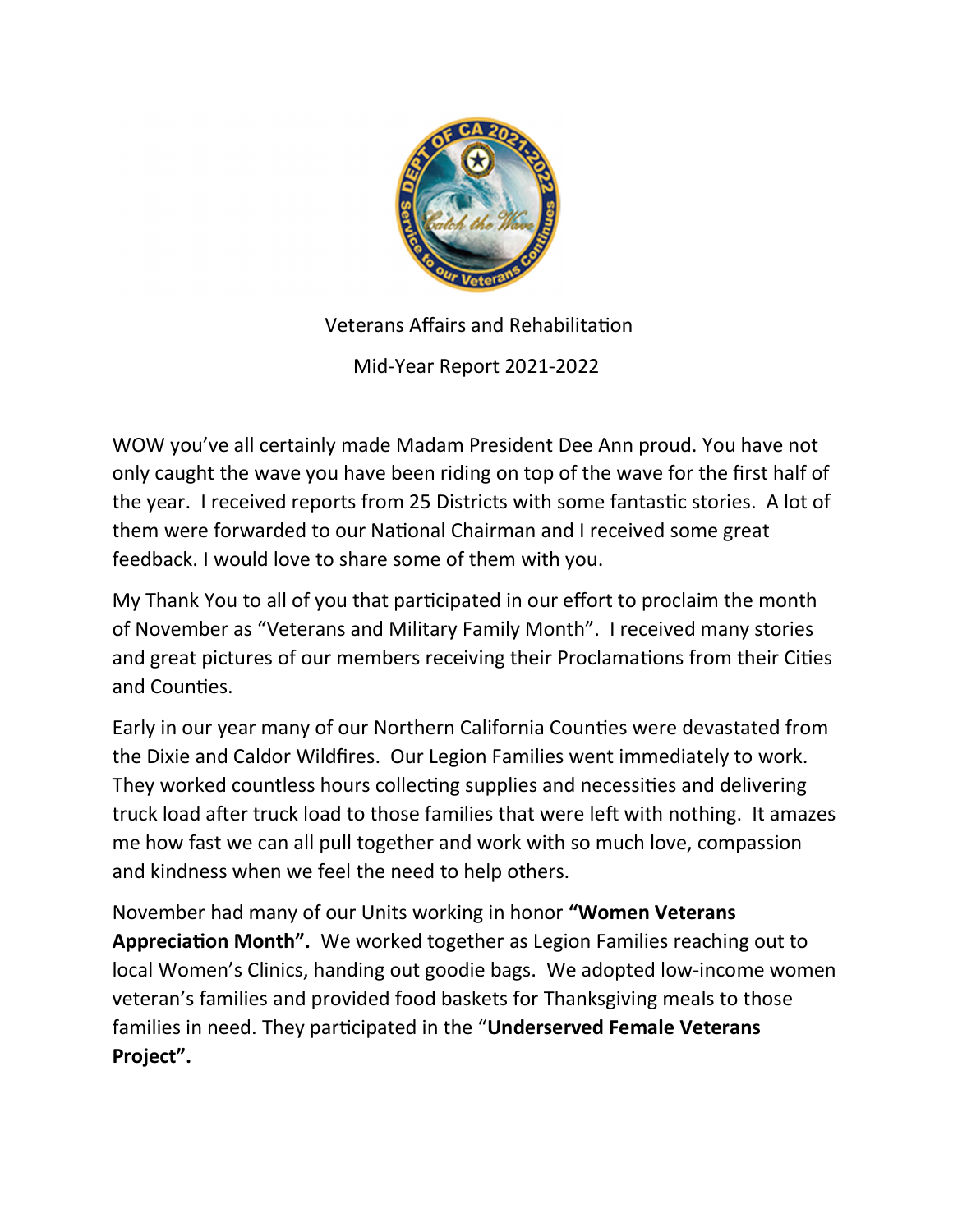Veterans Affairs and Rehabilitation

Mid-Year Report 2021-2022

WOW you've all certainly made Madam President Dee Ann proud. You have not only caught the wave you have been riding on top of the wave for the first half of the year. I received reports from 25 Districts with some fantastic stories. A lot of them were forwarded to our National Chairman and I received some great feedback. I would love to share some of them with you.

My Thank You to all of you that participated in our effort to proclaim the month of November as "Veterans and Military Family Month". I received many stories and great pictures of our members receiving their Proclamations from their Cities and Counties.

Early in our year many of our Northern California Counties were devastated from the Dixie and Caldor Wildfires. Our Legion Families went immediately to work. They worked countless hours collecting supplies and necessities and delivering truck load after truck load to those families that were left with nothing. It amazes me how fast we can all pull together and work with so much love, compassion and kindness when we feel the need to help others.

November had many of our Units working in honor **"Women Veterans Appreciation Month".** We worked together as Legion Families reaching out to local Women's Clinics, handing out goodie bags. We adopted low-income women veteran's families and provided food baskets for Thanksgiving meals to those families in need. They participated in the "**Underserved Female Veterans Project".**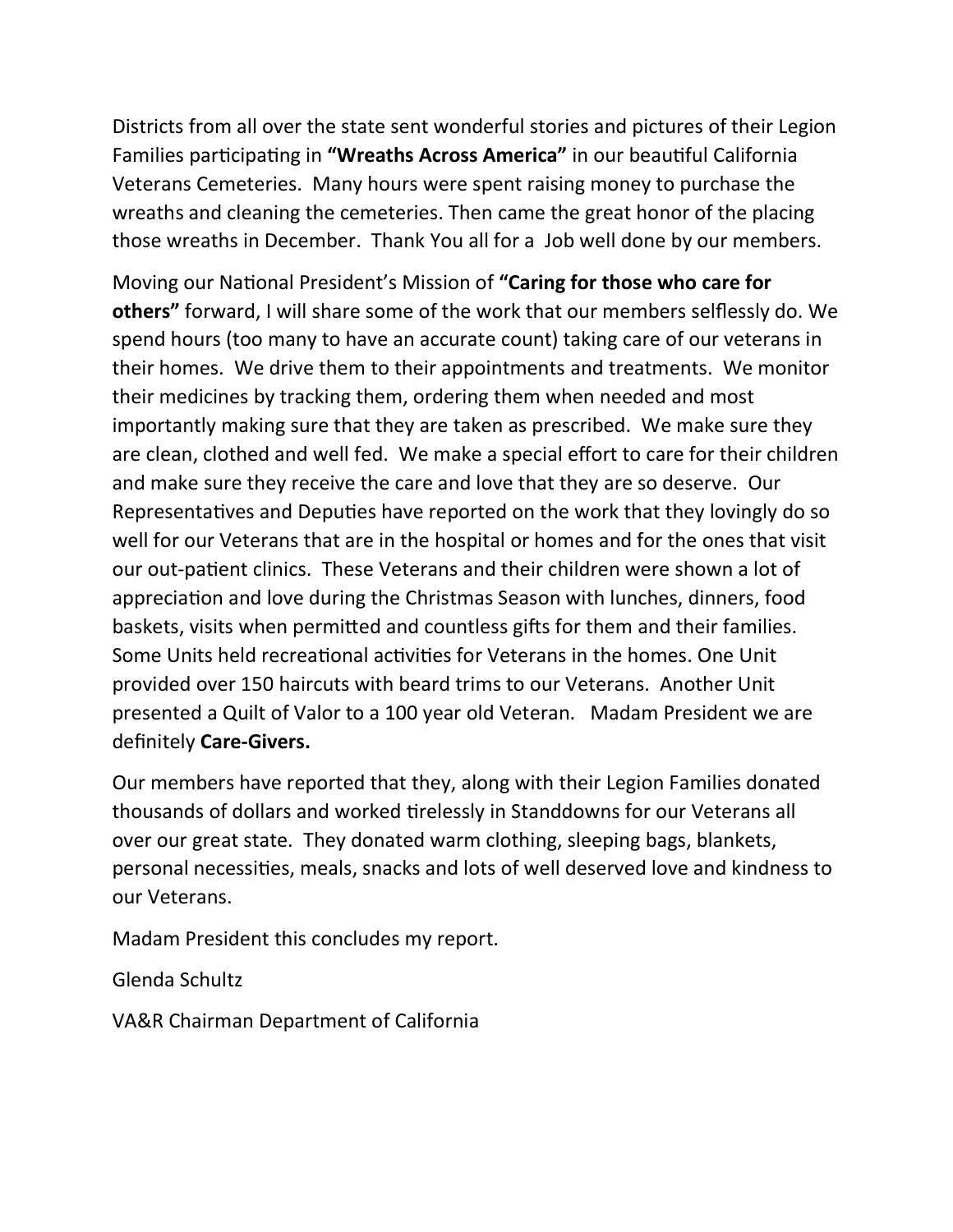Districts from all over the state sent wonderful stories and pictures of their Legion Families participating in **"Wreaths Across America"** in our beautiful California Veterans Cemeteries. Many hours were spent raising money to purchase the wreaths and cleaning the cemeteries. Then came the great honor of the placing those wreaths in December. Thank You all for a Job well done by our members.

Moving our National President's Mission of **"Caring for those who care for others"** forward, I will share some of the work that our members selflessly do. We spend hours (too many to have an accurate count) taking care of our veterans in their homes. We drive them to their appointments and treatments. We monitor their medicines by tracking them, ordering them when needed and most importantly making sure that they are taken as prescribed. We make sure they are clean, clothed and well fed. We make a special effort to care for their children and make sure they receive the care and love that they are so deserve. Our Representatives and Deputies have reported on the work that they lovingly do so well for our Veterans that are in the hospital or homes and for the ones that visit our out-patient clinics. These Veterans and their children were shown a lot of appreciation and love during the Christmas Season with lunches, dinners, food baskets, visits when permitted and countless gifts for them and their families. Some Units held recreational activities for Veterans in the homes. One Unit provided over 150 haircuts with beard trims to our Veterans. Another Unit presented a Quilt of Valor to a 100 year old Veteran. Madam President we are definitely **Care-Givers.**

Our members have reported that they, along with their Legion Families donated thousands of dollars and worked tirelessly in Standdowns for our Veterans all over our great state. They donated warm clothing, sleeping bags, blankets, personal necessities, meals, snacks and lots of well deserved love and kindness to our Veterans.

Madam President this concludes my report.

Glenda Schultz

VA&R Chairman Department of California